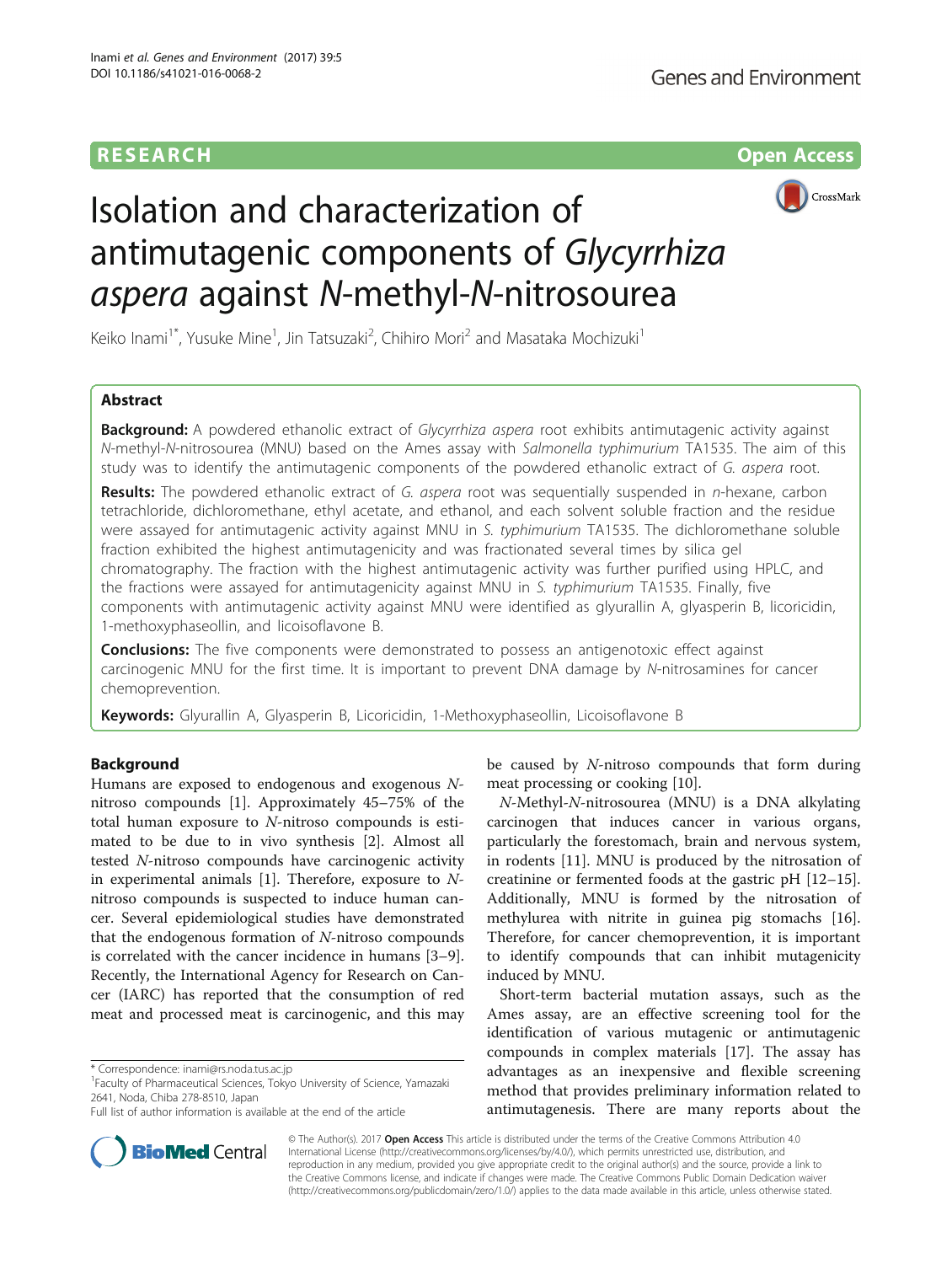**RESEARCH** **Open Access**

# Isolation and characterization of antimutagenic components of *Glycyrrhiza aspera* against *N*-methyl-*N*-nitrosourea

Keiko Inami[1*], Yusuke Mine[1], Jin Tatsuzaki[2], Chihiro Mori[2] and Masataka Mochizuki[1]

## Abstract

**Background:** A powdered ethanolic extract of *Glycyrrhiza aspera* root exhibits antimutagenic activity against *N*-methyl-*N*-nitrosourea (MNU) based on the Ames assay with *Salmonella typhimurium* TA1535. The aim of this study was to identify the antimutagenic components of the powdered ethanolic extract of *G. aspera* root.

**Results:** The powdered ethanolic extract of *G. aspera* root was sequentially suspended in *n*-hexane, carbon tetrachloride, dichloromethane, ethyl acetate, and ethanol, and each solvent soluble fraction and the residue were assayed for antimutagenic activity against MNU in *S. typhimurium* TA1535. The dichloromethane soluble fraction exhibited the highest antimutagenic activity and was fractionated several times by silica gel chromatography. The fraction with the highest antimutagenic activity was further purified using HPLC, and the fractions were assayed for antimutagenicity against MNU in *S. typhimurium* TA1535. Finally, five components with antimutagenic activity against MNU were identified as glyurallin A, glyasperin B, licoricidin, 1-methoxyphaseollin, and licoisoflavone B.

**Conclusions:** The five components were demonstrated to possess an antigenotoxic effect against carcinogenic MNU for the first time. It is important to prevent DNA damage by *N*-nitrosamines for cancer chemoprevention.

**Keywords:** Glyurallin A, Glyasperin B, Licoricidin, 1-Methoxyphaseollin, Licoisoflavone B

## Background

Humans are exposed to endogenous and exogenous *N*-nitroso compounds [1]. Approximately 45–75% of the total human exposure to *N*-nitroso compounds is estimated to be due to in vivo synthesis [2]. Almost all tested *N*-nitroso compounds have carcinogenic activity in experimental animals [1]. Therefore, exposure to *N*-nitroso compounds is suspected to induce human cancer. Several epidemiological studies have demonstrated that the endogenous formation of *N*-nitroso compounds is correlated with the cancer incidence in humans [3–9]. Recently, the International Agency for Research on Cancer (IARC) has reported that the consumption of red meat and processed meat is carcinogenic, and this may be caused by *N*-nitroso compounds that form during meat processing or cooking [10].

*N*-Methyl-*N*-nitrosourea (MNU) is a DNA alkylating carcinogen that induces cancer in various organs, particularly the forestomach, brain and nervous system, in rodents [11]. MNU is produced by the nitrosation of creatinine or fermented foods at the gastric pH [12–15]. Additionally, MNU is formed by the nitrosation of methylurea with nitrite in guinea pig stomachs [16]. Therefore, for cancer chemoprevention, it is important to identify compounds that can inhibit mutagenicity induced by MNU.

Short-term bacterial mutation assays, such as the Ames assay, are an effective screening tool for the identification of various mutagenic or antimutagenic compounds in complex materials [17]. The assay has advantages as an inexpensive and flexible screening method that provides preliminary information related to antimutagenesis. There are many reports about the

\* Correspondence: inami@rs.noda.tus.ac.jp
[1]Faculty of Pharmaceutical Sciences, Tokyo University of Science, Yamazaki 2641, Noda, Chiba 278-8510, Japan
Full list of author information is available at the end of the article

© The Author(s). 2017 **Open Access** This article is distributed under the terms of the Creative Commons Attribution 4.0 International License (http://creativecommons.org/licenses/by/4.0/), which permits unrestricted use, distribution, and reproduction in any medium, provided you give appropriate credit to the original author(s) and the source, provide a link to the Creative Commons license, and indicate if changes were made. The Creative Commons Public Domain Dedication waiver (http://creativecommons.org/publicdomain/zero/1.0/) applies to the data made available in this article, unless otherwise stated.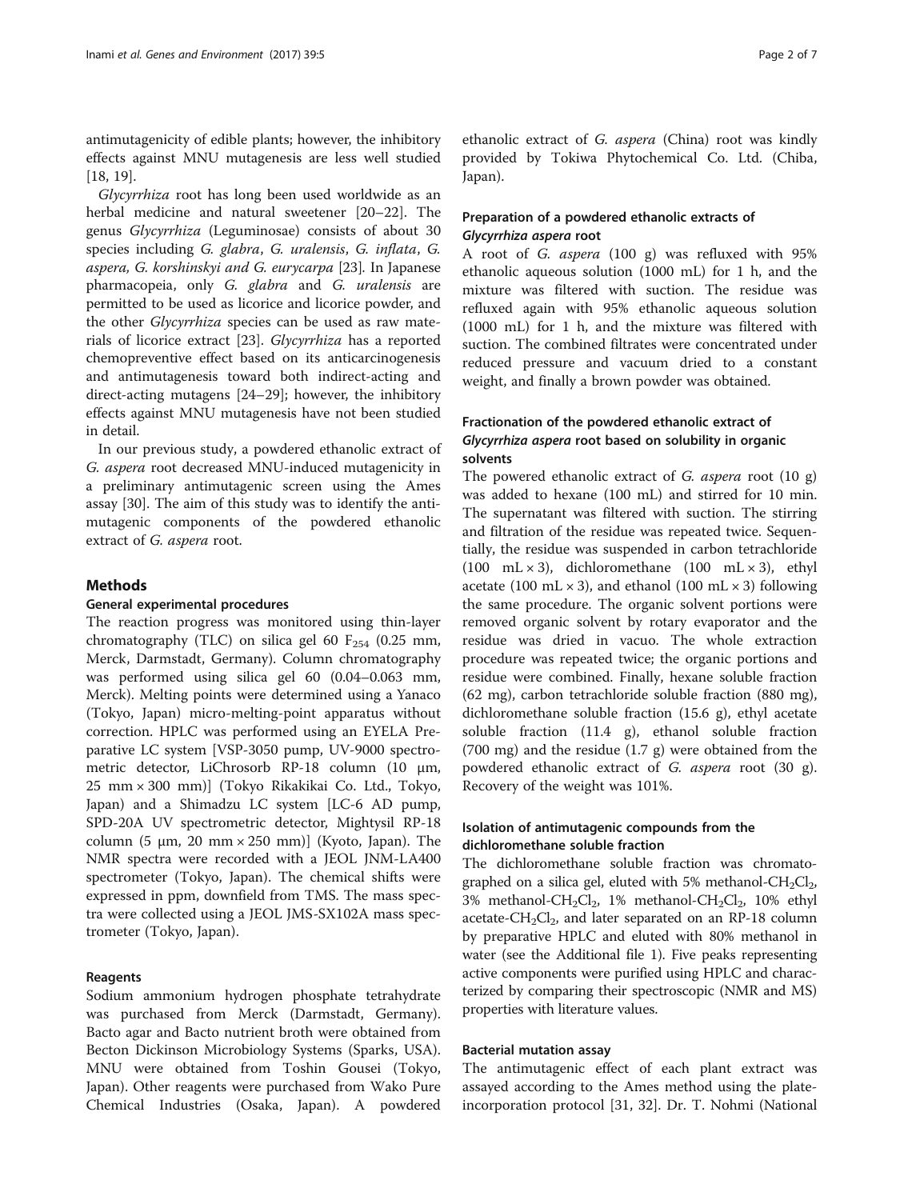antimutagenicity of edible plants; however, the inhibitory effects against MNU mutagenesis are less well studied [18, 19].

*Glycyrrhiza* root has long been used worldwide as an herbal medicine and natural sweetener [20–22]. The genus *Glycyrrhiza* (Leguminosae) consists of about 30 species including *G. glabra*, *G. uralensis*, *G. inflata*, *G. aspera*, *G. korshinskyi* and *G. eurycarpa* [23]. In Japanese pharmacopeia, only *G. glabra* and *G. uralensis* are permitted to be used as licorice and licorice powder, and the other *Glycyrrhiza* species can be used as raw materials of licorice extract [23]. *Glycyrrhiza* has a reported chemopreventive effect based on its anticarcinogenesis and antimutagenesis toward both indirect-acting and direct-acting mutagens [24–29]; however, the inhibitory effects against MNU mutagenesis have not been studied in detail.

In our previous study, a powdered ethanolic extract of *G. aspera* root decreased MNU-induced mutagenicity in a preliminary antimutagenic screen using the Ames assay [30]. The aim of this study was to identify the antimutagenic components of the powdered ethanolic extract of *G. aspera* root.

## Methods

### General experimental procedures

The reaction progress was monitored using thin-layer chromatography (TLC) on silica gel 60 $F_{254}$ (0.25 mm, Merck, Darmstadt, Germany). Column chromatography was performed using silica gel 60 (0.04–0.063 mm, Merck). Melting points were determined using a Yanaco (Tokyo, Japan) micro-melting-point apparatus without correction. HPLC was performed using an EYELA Preparative LC system [VSP-3050 pump, UV-9000 spectrometric detector, LiChrosorb RP-18 column (10 μm, 25 mm × 300 mm)] (Tokyo Rikakikai Co. Ltd., Tokyo, Japan) and a Shimadzu LC system [LC-6 AD pump, SPD-20A UV spectrometric detector, Mightysil RP-18 column (5 μm, 20 mm × 250 mm)] (Kyoto, Japan). The NMR spectra were recorded with a JEOL JNM-LA400 spectrometer (Tokyo, Japan). The chemical shifts were expressed in ppm, downfield from TMS. The mass spectra were collected using a JEOL JMS-SX102A mass spectrometer (Tokyo, Japan).

### Reagents

Sodium ammonium hydrogen phosphate tetrahydrate was purchased from Merck (Darmstadt, Germany). Bacto agar and Bacto nutrient broth were obtained from Becton Dickinson Microbiology Systems (Sparks, USA). MNU were obtained from Toshin Gousei (Tokyo, Japan). Other reagents were purchased from Wako Pure Chemical Industries (Osaka, Japan). A powdered ethanolic extract of *G. aspera* (China) root was kindly provided by Tokiwa Phytochemical Co. Ltd. (Chiba, Japan).

### Preparation of a powdered ethanolic extracts of *Glycyrrhiza aspera* root

A root of *G. aspera* (100 g) was refluxed with 95% ethanolic aqueous solution (1000 mL) for 1 h, and the mixture was filtered with suction. The residue was refluxed again with 95% ethanolic aqueous solution (1000 mL) for 1 h, and the mixture was filtered with suction. The combined filtrates were concentrated under reduced pressure and vacuum dried to a constant weight, and finally a brown powder was obtained.

### Fractionation of the powdered ethanolic extract of *Glycyrrhiza aspera* root based on solubility in organic solvents

The powered ethanolic extract of *G. aspera* root (10 g) was added to hexane (100 mL) and stirred for 10 min. The supernatant was filtered with suction. The stirring and filtration of the residue was repeated twice. Sequentially, the residue was suspended in carbon tetrachloride (100 mL × 3), dichloromethane (100 mL × 3), ethyl acetate (100 mL × 3), and ethanol (100 mL × 3) following the same procedure. The organic solvent portions were removed organic solvent by rotary evaporator and the residue was dried in vacuo. The whole extraction procedure was repeated twice; the organic portions and residue were combined. Finally, hexane soluble fraction (62 mg), carbon tetrachloride soluble fraction (880 mg), dichloromethane soluble fraction (15.6 g), ethyl acetate soluble fraction (11.4 g), ethanol soluble fraction (700 mg) and the residue (1.7 g) were obtained from the powdered ethanolic extract of *G. aspera* root (30 g). Recovery of the weight was 101%.

### Isolation of antimutagenic compounds from the dichloromethane soluble fraction

The dichloromethane soluble fraction was chromatographed on a silica gel, eluted with 5% methanol-$CH_2Cl_2$, 3% methanol-$CH_2Cl_2$, 1% methanol-$CH_2Cl_2$, 10% ethyl acetate-$CH_2Cl_2$, and later separated on an RP-18 column by preparative HPLC and eluted with 80% methanol in water (see the Additional file 1). Five peaks representing active components were purified using HPLC and characterized by comparing their spectroscopic (NMR and MS) properties with literature values.

### Bacterial mutation assay

The antimutagenic effect of each plant extract was assayed according to the Ames method using the plate-incorporation protocol [31, 32]. Dr. T. Nohmi (National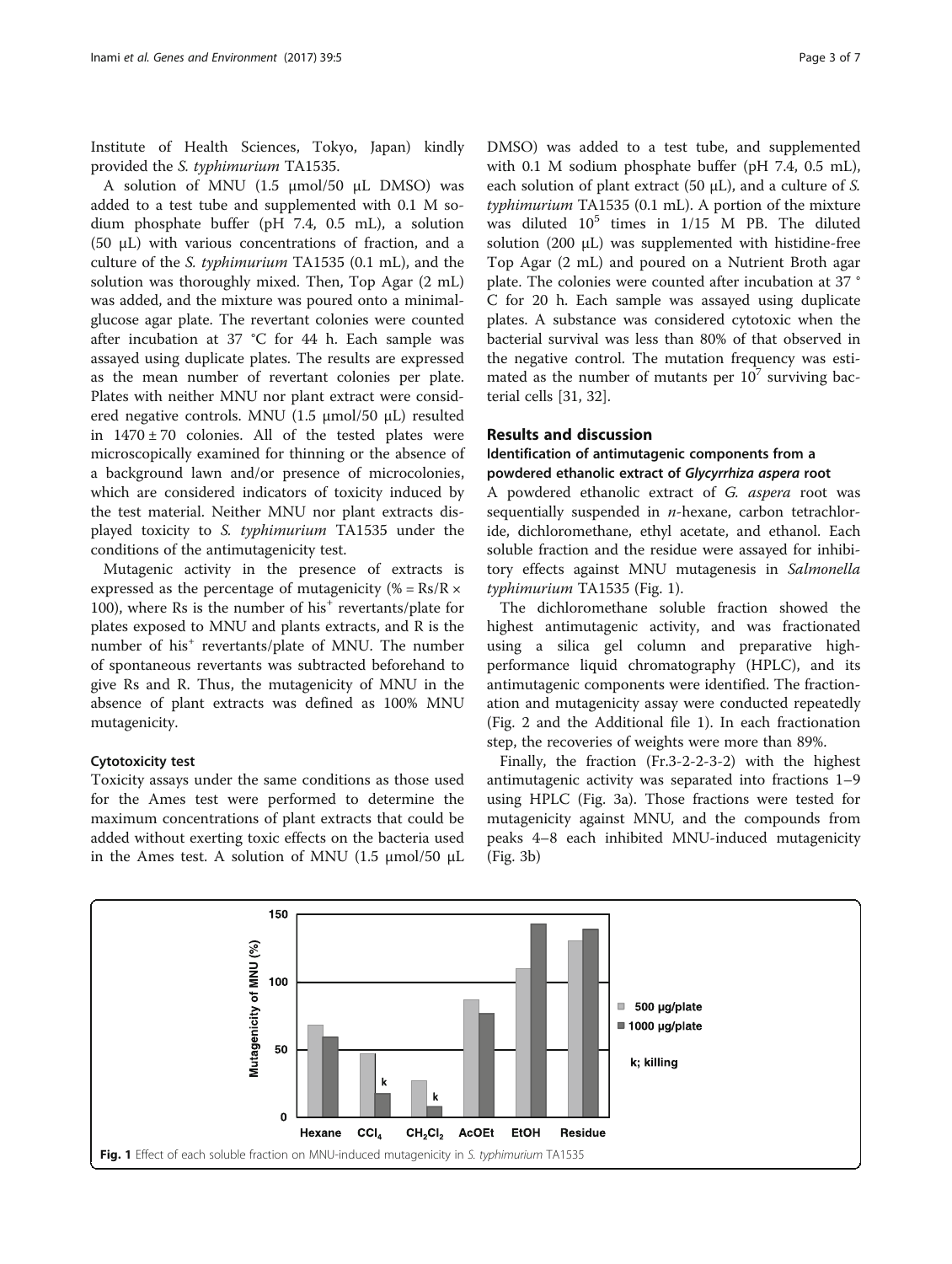Institute of Health Sciences, Tokyo, Japan) kindly provided the *S. typhimurium* TA1535.

A solution of MNU (1.5 μmol/50 μL DMSO) was added to a test tube and supplemented with 0.1 M sodium phosphate buffer (pH 7.4, 0.5 mL), a solution (50 μL) with various concentrations of fraction, and a culture of the *S. typhimurium* TA1535 (0.1 mL), and the solution was thoroughly mixed. Then, Top Agar (2 mL) was added, and the mixture was poured onto a minimal-glucose agar plate. The revertant colonies were counted after incubation at 37 °C for 44 h. Each sample was assayed using duplicate plates. The results are expressed as the mean number of revertant colonies per plate. Plates with neither MNU nor plant extract were considered negative controls. MNU (1.5 μmol/50 μL) resulted in 1470 ± 70 colonies. All of the tested plates were microscopically examined for thinning or the absence of a background lawn and/or presence of microcolonies, which are considered indicators of toxicity induced by the test material. Neither MNU nor plant extracts displayed toxicity to *S. typhimurium* TA1535 under the conditions of the antimutagenicity test.

Mutagenic activity in the presence of extracts is expressed as the percentage of mutagenicity ($\% = Rs/R \times 100$), where Rs is the number of $his^+$ revertants/plate for plates exposed to MNU and plants extracts, and R is the number of $his^+$ revertants/plate of MNU. The number of spontaneous revertants was subtracted beforehand to give Rs and R. Thus, the mutagenicity of MNU in the absence of plant extracts was defined as 100% MNU mutagenicity.

#### Cytotoxicity test

Toxicity assays under the same conditions as those used for the Ames test were performed to determine the maximum concentrations of plant extracts that could be added without exerting toxic effects on the bacteria used in the Ames test. A solution of MNU (1.5 μmol/50 μL DMSO) was added to a test tube, and supplemented with 0.1 M sodium phosphate buffer (pH 7.4, 0.5 mL), each solution of plant extract (50 μL), and a culture of *S. typhimurium* TA1535 (0.1 mL). A portion of the mixture was diluted $10^5$ times in 1/15 M PB. The diluted solution (200 μL) was supplemented with histidine-free Top Agar (2 mL) and poured on a Nutrient Broth agar plate. The colonies were counted after incubation at 37 °C for 20 h. Each sample was assayed using duplicate plates. A substance was considered cytotoxic when the bacterial survival was less than 80% of that observed in the negative control. The mutation frequency was estimated as the number of mutants per $10^7$ surviving bacterial cells [31, 32].

## Results and discussion

### Identification of antimutagenic components from a powdered ethanolic extract of *Glycyrrhiza aspera* root

A powdered ethanolic extract of *G. aspera* root was sequentially suspended in *n*-hexane, carbon tetrachloride, dichloromethane, ethyl acetate, and ethanol. Each soluble fraction and the residue were assayed for inhibitory effects against MNU mutagenesis in *Salmonella typhimurium* TA1535 (Fig. 1).

The dichloromethane soluble fraction showed the highest antimutagenic activity, and was fractionated using a silica gel column and preparative high-performance liquid chromatography (HPLC), and its antimutagenic components were identified. The fractionation and mutagenicity assay were conducted repeatedly (Fig. 2 and the Additional file 1). In each fractionation step, the recoveries of weights were more than 89%.

Finally, the fraction (Fr.3-2-2-3-2) with the highest antimutagenic activity was separated into fractions 1–9 using HPLC (Fig. 3a). Those fractions were tested for mutagenicity against MNU, and the compounds from peaks 4–8 each inhibited MNU-induced mutagenicity (Fig. 3b)

**Fig. 1** Effect of each soluble fraction on MNU-induced mutagenicity in *S. typhimurium* TA1535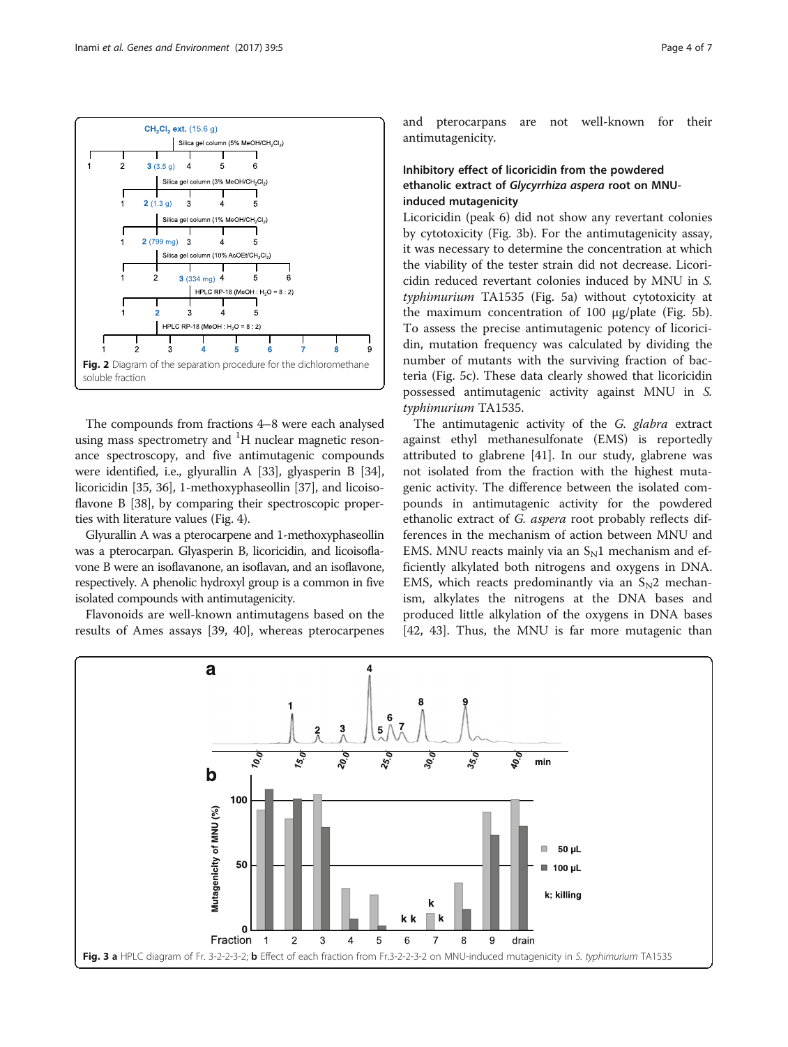Fig. 2 Diagram of the separation procedure for the dichloromethane soluble fraction

The compounds from fractions 4–8 were each analysed using mass spectrometry and $^1$H nuclear magnetic resonance spectroscopy, and five antimutagenic compounds were identified, i.e., glyurallin A [33], glyasperin B [34], licoricidin [35, 36], 1-methoxyphaseollin [37], and licoisoflavone B [38], by comparing their spectroscopic properties with literature values (Fig. 4).

Glyurallin A was a pterocarpene and 1-methoxyphaseollin was a pterocarpan. Glyasperin B, licoricidin, and licoisoflavone B were an isoflavanone, an isoflavan, and an isoflavone, respectively. A phenolic hydroxyl group is a common in five isolated compounds with antimutagenicity.

Flavonoids are well-known antimutagens based on the results of Ames assays [39, 40], whereas pterocarpenes and pterocarpans are not well-known for their antimutagenicity.

### Inhibitory effect of licoricidin from the powdered ethanolic extract of *Glycyrrhiza aspera* root on MNU-induced mutagenicity

Licoricidin (peak 6) did not show any revertant colonies by cytotoxicity (Fig. 3b). For the antimutagenicity assay, it was necessary to determine the concentration at which the viability of the tester strain did not decrease. Licoricidin reduced revertant colonies induced by MNU in *S. typhimurium* TA1535 (Fig. 5a) without cytotoxicity at the maximum concentration of 100 μg/plate (Fig. 5b). To assess the precise antimutagenic potency of licoricidin, mutation frequency was calculated by dividing the number of mutants with the surviving fraction of bacteria (Fig. 5c). These data clearly showed that licoricidin possessed antimutagenic activity against MNU in *S. typhimurium* TA1535.

The antimutagenic activity of the *G. glabra* extract against ethyl methanesulfonate (EMS) is reportedly attributed to glabrene [41]. In our study, glabrene was not isolated from the fraction with the highest mutagenic activity. The difference between the isolated compounds in antimutagenic activity for the powdered ethanolic extract of *G. aspera* root probably reflects differences in the mechanism of action between MNU and EMS. MNU reacts mainly via an $S_N1$ mechanism and efficiently alkylated both nitrogens and oxygens in DNA. EMS, which reacts predominantly via an $S_N2$ mechanism, alkylates the nitrogens at the DNA bases and produced little alkylation of the oxygens in DNA bases [42, 43]. Thus, the MNU is far more mutagenic than

Fig. 3 **a** HPLC diagram of Fr. 3-2-2-3-2; **b** Effect of each fraction from Fr.3-2-2-3-2 on MNU-induced mutagenicity in *S. typhimurium* TA1535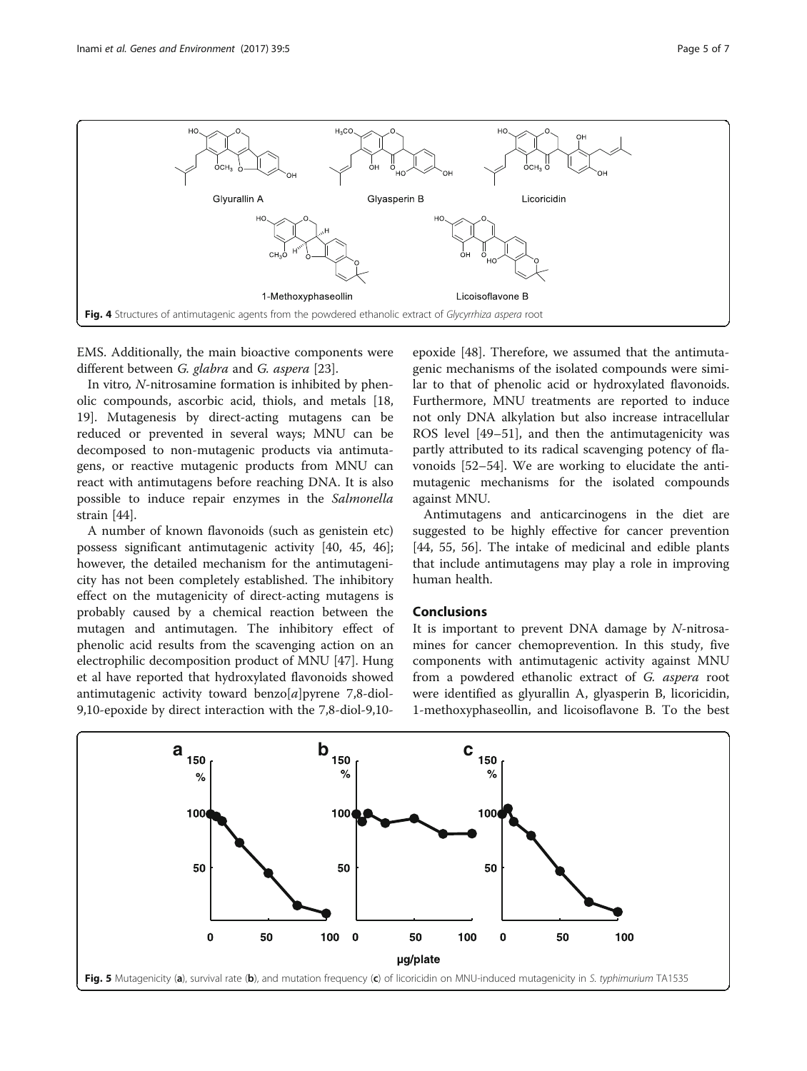Fig. 4 Structures of antimutagenic agents from the powdered ethanolic extract of *Glycyrrhiza aspera* root

EMS. Additionally, the main bioactive components were different between *G. glabra* and *G. aspera* [23].

In vitro, *N*-nitrosamine formation is inhibited by phenolic compounds, ascorbic acid, thiols, and metals [18, 19]. Mutagenesis by direct-acting mutagens can be reduced or prevented in several ways; MNU can be decomposed to non-mutagenic products via antimutagens, or reactive mutagenic products from MNU can react with antimutagens before reaching DNA. It is also possible to induce repair enzymes in the *Salmonella* strain [44].

A number of known flavonoids (such as genistein etc) possess significant antimutagenic activity [40, 45, 46]; however, the detailed mechanism for the antimutagenicity has not been completely established. The inhibitory effect on the mutagenicity of direct-acting mutagens is probably caused by a chemical reaction between the mutagen and antimutagen. The inhibitory effect of phenolic acid results from the scavenging action on an electrophilic decomposition product of MNU [47]. Hung et al have reported that hydroxylated flavonoids showed antimutagenic activity toward benzo[*a*]pyrene 7,8-diol-9,10-epoxide by direct interaction with the 7,8-diol-9,10-epoxide [48]. Therefore, we assumed that the antimutagenic mechanisms of the isolated compounds were similar to that of phenolic acid or hydroxylated flavonoids. Furthermore, MNU treatments are reported to induce not only DNA alkylation but also increase intracellular ROS level [49–51], and then the antimutagenicity was partly attributed to its radical scavenging potency of flavonoids [52–54]. We are working to elucidate the antimutagenic mechanisms for the isolated compounds against MNU.

Antimutagens and anticarcinogens in the diet are suggested to be highly effective for cancer prevention [44, 55, 56]. The intake of medicinal and edible plants that include antimutagens may play a role in improving human health.

## Conclusions

It is important to prevent DNA damage by *N*-nitrosamines for cancer chemoprevention. In this study, five components with antimutagenic activity against MNU from a powdered ethanolic extract of *G. aspera* root were identified as glyurallin A, glyasperin B, licoricidin, 1-methoxyphaseollin, and licoisoflavone B. To the best

Fig. 5 Mutagenicity (**a**), survival rate (**b**), and mutation frequency (**c**) of licoricidin on MNU-induced mutagenicity in *S. typhimurium* TA1535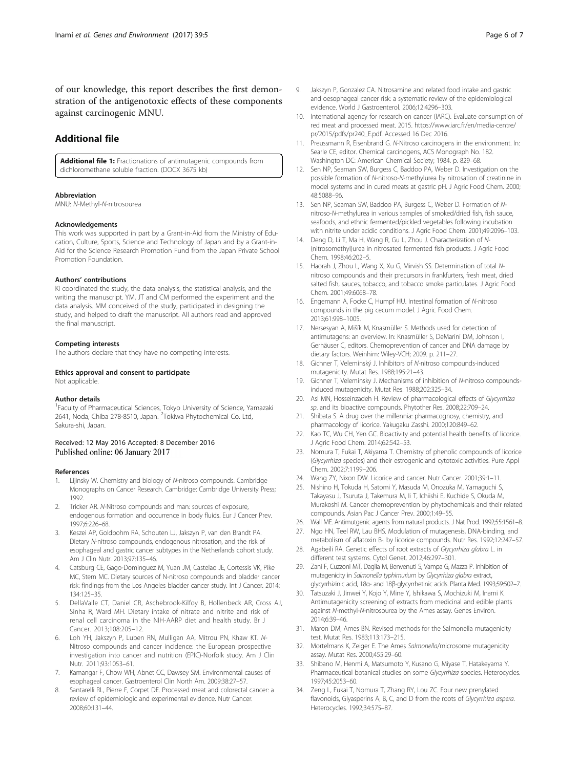of our knowledge, this report describes the first demonstration of the antigenotoxic effects of these components against carcinogenic MNU.

## Additional file

**Additional file 1:** Fractionations of antimutagenic compounds from dichloromethane soluble fraction. (DOCX 3675 kb)

#### Abbreviation

MNU: *N*-Methyl-*N*-nitrosourea

#### Acknowledgements

This work was supported in part by a Grant-in-Aid from the Ministry of Education, Culture, Sports, Science and Technology of Japan and by a Grant-in-Aid for the Science Research Promotion Fund from the Japan Private School Promotion Foundation.

#### Authors' contributions

KI coordinated the study, the data analysis, the statistical analysis, and the writing the manuscript. YM, JT and CM performed the experiment and the data analysis. MM conceived of the study, participated in designing the study, and helped to draft the manuscript. All authors read and approved the final manuscript.

#### Competing interests

The authors declare that they have no competing interests.

#### Ethics approval and consent to participate

Not applicable.

#### Author details

[1]Faculty of Pharmaceutical Sciences, Tokyo University of Science, Yamazaki 2641, Noda, Chiba 278-8510, Japan. [2]Tokiwa Phytochemical Co. Ltd, Sakura-shi, Japan.

Received: 12 May 2016 Accepted: 8 December 2016
Published online: 06 January 2017

#### References

1. Lijinsky W. Chemistry and biology of *N*-nitroso compounds. Cambridge Monographs on Cancer Research. Cambridge: Cambridge University Press; 1992.
2. Tricker AR. *N*-Nitroso compounds and man: sources of exposure, endogenous formation and occurrence in body fluids. Eur J Cancer Prev. 1997;6:226–68.
3. Keszei AP, Goldbohm RA, Schouten LJ, Jakszyn P, van den Brandt PA. Dietary *N*-nitroso compounds, endogenous nitrosation, and the risk of esophageal and gastric cancer subtypes in the Netherlands cohort study. Am J Clin Nutr. 2013;97:135–46.
4. Catsburg CE, Gago-Dominguez M, Yuan JM, Castelao JE, Cortessis VK, Pike MC, Stern MC. Dietary sources of N-nitroso compounds and bladder cancer risk: findings from the Los Angeles bladder cancer study. Int J Cancer. 2014; 134:125–35.
5. DellaValle CT, Daniel CR, Aschebrook-Kilfoy B, Hollenbeck AR, Cross AJ, Sinha R, Ward MH. Dietary intake of nitrate and nitrite and risk of renal cell carcinoma in the NIH-AARP diet and health study. Br J Cancer. 2013;108:205–12.
6. Loh YH, Jakszyn P, Luben RN, Mulligan AA, Mitrou PN, Khaw KT. *N*-Nitroso compounds and cancer incidence: the European prospective investigation into cancer and nutrition (EPIC)-Norfolk study. Am J Clin Nutr. 2011;93:1053–61.
7. Kamangar F, Chow WH, Abnet CC, Dawsey SM. Environmental causes of esophageal cancer. Gastroenterol Clin North Am. 2009;38:27–57.
8. Santarelli RL, Pierre F, Corpet DE. Processed meat and colorectal cancer: a review of epidemiologic and experimental evidence. Nutr Cancer. 2008;60:131–44.
9. Jakszyn P, Gonzalez CA. Nitrosamine and related food intake and gastric and oesophageal cancer risk: a systematic review of the epidemiological evidence. World J Gastroenterol. 2006;12:4296–303.
10. International agency for research on cancer (IARC). Evaluate consumption of red meat and processed meat. 2015. https://www.iarc.fr/en/media-centre/pr/2015/pdfs/pr240_E.pdf. Accessed 16 Dec 2016.
11. Preussmann R, Eisenbrand G. *N*-Nitroso carcinogens in the environment. In: Searle CE, editor. Chemical carcinogens, ACS Monograph No. 182. Washington DC: American Chemical Society; 1984. p. 829–68.
12. Sen NP, Seaman SW, Burgess C, Baddoo PA, Weber D. Investigation on the possible formation of *N*-nitroso-*N*-methylurea by nitrosation of creatinine in model systems and in cured meats at gastric pH. J Agric Food Chem. 2000; 48:5088–96.
13. Sen NP, Seaman SW, Baddoo PA, Burgess C, Weber D. Formation of *N*-nitroso-*N*-methylurea in various samples of smoked/dried fish, fish sauce, seafoods, and ethnic fermented/pickled vegetables following incubation with nitrite under acidic conditions. J Agric Food Chem. 2001;49:2096–103.
14. Deng D, Li T, Ma H, Wang R, Gu L, Zhou J. Characterization of *N*-(nitrosomethyl)urea in nitrosated fermented fish products. J Agric Food Chem. 1998;46:202–5.
15. Haorah J, Zhou L, Wang X, Xu G, Mirvish SS. Determination of total *N*-nitroso compounds and their precursors in frankfurters, fresh meat, dried salted fish, sauces, tobacco, and tobacco smoke particulates. J Agric Food Chem. 2001;49:6068–78.
16. Engemann A, Focke C, Humpf HU. Intestinal formation of *N*-nitroso compounds in the pig cecum model. J Agric Food Chem. 2013;61:998–1005.
17. Nersesyan A, Mišík M, Knasmüller S. Methods used for detection of antimutagens: an overview. In: Knasmüller S, DeMarini DM, Johnson I, Gerhäuser C, editors. Chemoprevention of cancer and DNA damage by dietary factors. Weinhim: Wiley-VCH; 2009. p. 211–27.
18. Gichner T, Velemínský J. Inhibitors of *N*-nitroso compounds-induced mutagenicity. Mutat Res. 1988;195:21–43.
19. Gichner T, Veleminsky J. Mechanisms of inhibition of *N*-nitroso compounds-induced mutagenicity. Mutat Res. 1988;202:325–34.
20. Asl MN, Hosseinzadeh H. Review of pharmacological effects of *Glycyrrhiza sp.* and its bioactive compounds. Phytother Res. 2008;22:709–24.
21. Shibata S. A drug over the millennia: pharmacognosy, chemistry, and pharmacology of licorice. Yakugaku Zasshi. 2000;120:849–62.
22. Kao TC, Wu CH, Yen GC. Bioactivity and potential health benefits of licorice. J Agric Food Chem. 2014;62:542–53.
23. Nomura T, Fukai T, Akiyama T. Chemistry of phenolic compounds of licorice (*Glycyrrhiza* species) and their estrogenic and cytotoxic activities. Pure Appl Chem. 2002;7:1199–206.
24. Wang ZY, Nixon DW. Licorice and cancer. Nutr Cancer. 2001;39:1–11.
25. Nishino H, Tokuda H, Satomi Y, Masuda M, Onozuka M, Yamaguchi S, Takayasu J, Tsuruta J, Takemura M, Ii T, Ichiishi E, Kuchide S, Okuda M, Murakoshi M. Cancer chemoprevention by phytochemicals and their related compounds. Asian Pac J Cancer Prev. 2000;1:49–55.
26. Wall ME. Antimutgenic agents from natural products. J Nat Prod. 1992;55:1561–8.
27. Ngo HN, Teel RW, Lau BHS. Modulation of mutagenesis, DNA-binding, and metabolism of aflatoxin $B_1$ by licorice compounds. Nutr Res. 1992;12:247–57.
28. Agabeili RA. Genetic effects of root extracts of *Glycyrrhiza glabra* L. in different test systems. Cytol Genet. 2012;46:297–301.
29. Zani F, Cuzzoni MT, Daglia M, Benvenuti S, Vampa G, Mazza P. Inhibition of mutagenicity in *Salmonella typhimurium* by *Glycyrrhiza glabra* extract, glycyrrhizinic acid, 18α- and 18β-glycyrrhetinic acids. Planta Med. 1993;59:502–7.
30. Tatsuzaki J, Jinwei Y, Kojo Y, Mine Y, Ishikawa S, Mochizuki M, Inami K. Antimutagenicity screening of extracts from medicinal and edible plants against *N*-methyl-*N*-nitrosourea by the Ames assay. Genes Environ. 2014;6:39–46.
31. Maron DM, Ames BN. Revised methods for the Salmonella mutagenicity test. Mutat Res. 1983;113:173–215.
32. Mortelmans K, Zeiger E. The Ames *Salmonella*/microsome mutagenicity assay. Mutat Res. 2000;455:29–60.
33. Shibano M, Henmi A, Matsumoto Y, Kusano G, Miyase T, Hatakeyama Y. Pharmaceutical botanical studies on some *Glycyrrhiza* species. Heterocycles. 1997;45:2053–60.
34. Zeng L, Fukai T, Nomura T, Zhang RY, Lou ZC. Four new prenylated flavonoids, Glyasperins A, B, C, and D from the roots of *Glycyrrhiza aspera*. Heterocycles. 1992;34:575–87.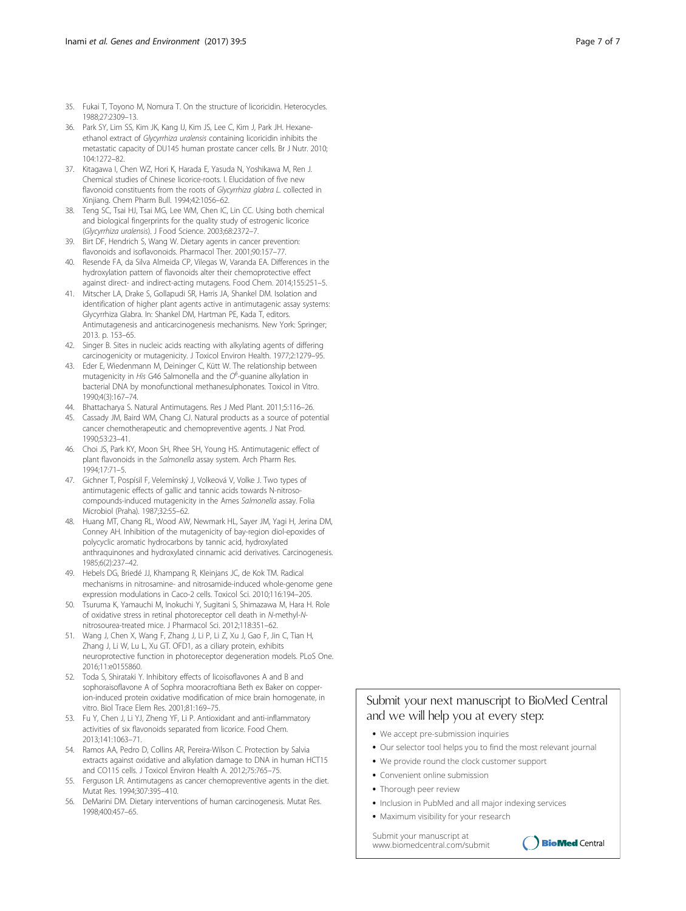35. Fukai T, Toyono M, Nomura T. On the structure of licoricidin. Heterocycles. 1988;27:2309–13.
36. Park SY, Lim SS, Kim JK, Kang IJ, Kim JS, Lee C, Kim J, Park JH. Hexane-ethanol extract of *Glycyrrhiza uralensis* containing licoricidin inhibits the metastatic capacity of DU145 human prostate cancer cells. Br J Nutr. 2010; 104:1272–82.
37. Kitagawa I, Chen WZ, Hori K, Harada E, Yasuda N, Yoshikawa M, Ren J. Chemical studies of Chinese licorice-roots. I. Elucidation of five new flavonoid constituents from the roots of *Glycyrrhiza glabra L.* collected in Xinjiang. Chem Pharm Bull. 1994;42:1056–62.
38. Teng SC, Tsai HJ, Tsai MG, Lee WM, Chen IC, Lin CC. Using both chemical and biological fingerprints for the quality study of estrogenic licorice (*Glycyrrhiza uralensis*). J Food Science. 2003;68:2372–7.
39. Birt DF, Hendrich S, Wang W. Dietary agents in cancer prevention: flavonoids and isoflavonoids. Pharmacol Ther. 2001;90:157–77.
40. Resende FA, da Silva Almeida CP, Vilegas W, Varanda EA. Differences in the hydroxylation pattern of flavonoids alter their chemoprotective effect against direct- and indirect-acting mutagens. Food Chem. 2014;155:251–5.
41. Mitscher LA, Drake S, Gollapudi SR, Harris JA, Shankel DM. Isolation and identification of higher plant agents active in antimutagenic assay systems: Glycyrrhiza Glabra. In: Shankel DM, Hartman PE, Kada T, editors. Antimutagenesis and anticarcinogenesis mechanisms. New York: Springer; 2013. p. 153–65.
42. Singer B. Sites in nucleic acids reacting with alkylating agents of differing carcinogenicity or mutagenicity. J Toxicol Environ Health. 1977;2:1279–95.
43. Eder E, Wiedenmann M, Deininger C, Kütt W. The relationship between mutagenicity in *His* G46 Salmonella and the $O^6$-guanine alkylation in bacterial DNA by monofunctional methanesulphonates. Toxicol in Vitro. 1990;4(3):167–74.
44. Bhattacharya S. Natural Antimutagens. Res J Med Plant. 2011;5:116–26.
45. Cassady JM, Baird WM, Chang CJ. Natural products as a source of potential cancer chemotherapeutic and chemopreventive agents. J Nat Prod. 1990;53:23–41.
46. Choi JS, Park KY, Moon SH, Rhee SH, Young HS. Antimutagenic effect of plant flavonoids in the *Salmonella* assay system. Arch Pharm Res. 1994;17:71–5.
47. Gichner T, Pospísil F, Velemínský J, Volkeová V, Volke J. Two types of antimutagenic effects of gallic and tannic acids towards N-nitroso-compounds-induced mutagenicity in the Ames *Salmonella* assay. Folia Microbiol (Praha). 1987;32:55–62.
48. Huang MT, Chang RL, Wood AW, Newmark HL, Sayer JM, Yagi H, Jerina DM, Conney AH. Inhibition of the mutagenicity of bay-region diol-epoxides of polycyclic aromatic hydrocarbons by tannic acid, hydroxylated anthraquinones and hydroxylated cinnamic acid derivatives. Carcinogenesis. 1985;6(2):237–42.
49. Hebels DG, Briedé JJ, Khampang R, Kleinjans JC, de Kok TM. Radical mechanisms in nitrosamine- and nitrosamide-induced whole-genome gene expression modulations in Caco-2 cells. Toxicol Sci. 2010;116:194–205.
50. Tsuruma K, Yamauchi M, Inokuchi Y, Sugitani S, Shimazawa M, Hara H. Role of oxidative stress in retinal photoreceptor cell death in *N*-methyl-*N*-nitrosourea-treated mice. J Pharmacol Sci. 2012;118:351–62.
51. Wang J, Chen X, Wang F, Zhang J, Li P, Li Z, Xu J, Gao F, Jin C, Tian H, Zhang J, Li W, Lu L, Xu GT. OFD1, as a ciliary protein, exhibits neuroprotective function in photoreceptor degeneration models. PLoS One. 2016;11:e0155860.
52. Toda S, Shirataki Y. Inhibitory effects of licoisoflavones A and B and sophoraisoflavone A of Sophra mooracroftiana Beth ex Baker on copper-ion-induced protein oxidative modification of mice brain homogenate, in vitro. Biol Trace Elem Res. 2001;81:169–75.
53. Fu Y, Chen J, Li YJ, Zheng YF, Li P. Antioxidant and anti-inflammatory activities of six flavonoids separated from licorice. Food Chem. 2013;141:1063–71.
54. Ramos AA, Pedro D, Collins AR, Pereira-Wilson C. Protection by Salvia extracts against oxidative and alkylation damage to DNA in human HCT15 and CO115 cells. J Toxicol Environ Health A. 2012;75:765–75.
55. Ferguson LR. Antimutagens as cancer chemopreventive agents in the diet. Mutat Res. 1994;307:395–410.
56. DeMarini DM. Dietary interventions of human carcinogenesis. Mutat Res. 1998;400:457–65.

Submit your next manuscript to BioMed Central and we will help you at every step:

- We accept pre-submission inquiries
- Our selector tool helps you to find the most relevant journal
- We provide round the clock customer support
- Convenient online submission
- Thorough peer review
- Inclusion in PubMed and all major indexing services
- Maximum visibility for your research

Submit your manuscript at www.biomedcentral.com/submit

BioMed Central